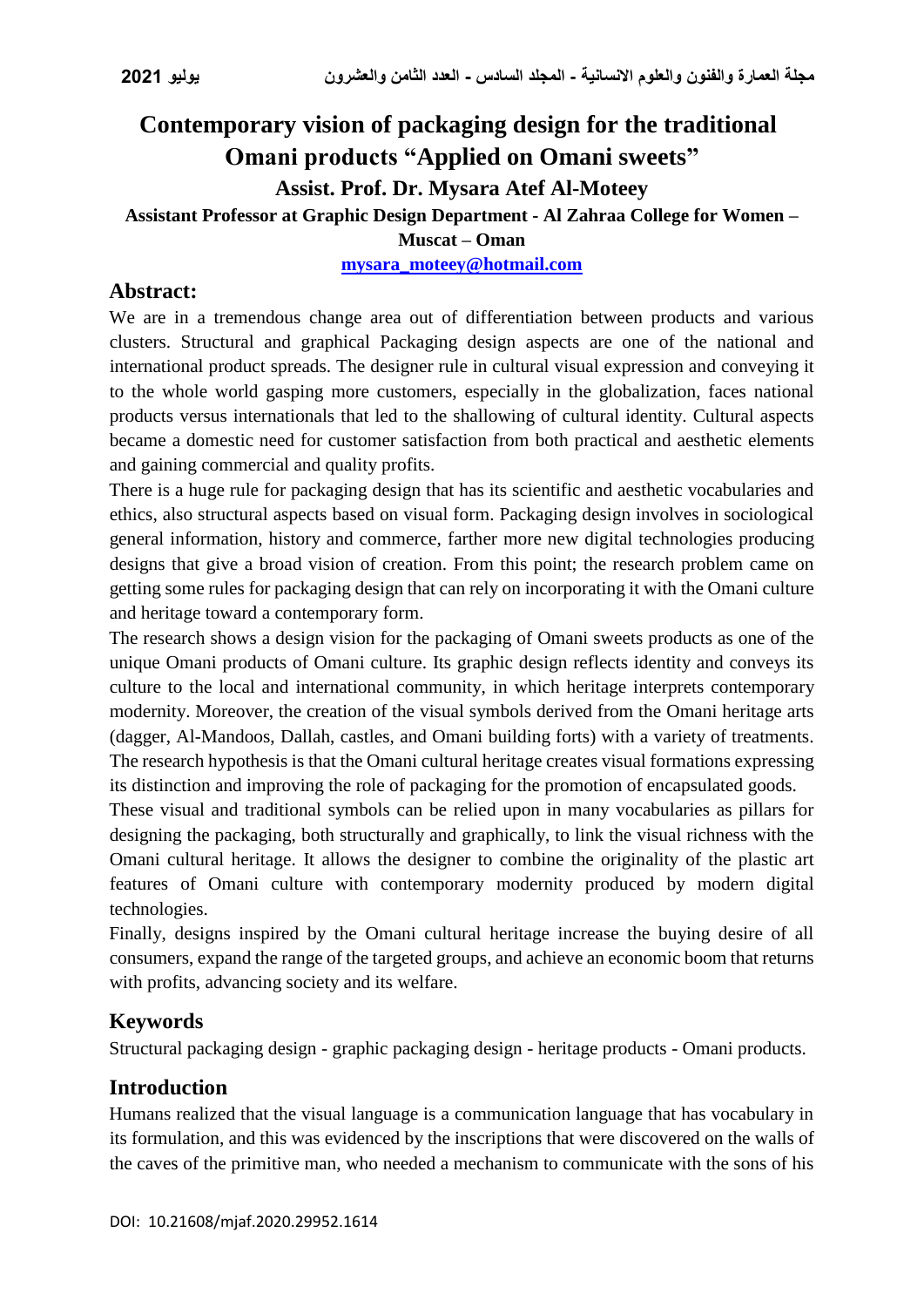# Contemporary vision of packaging design for the traditional Omani products "Applied on Omani sweets"

**Assist. Prof. Dr. Mysara Atef Al-Moteey**

**Assistant Professor at Graphic Design Department - Al Zahraa College for Women – Muscat – Oman**

**mysara_moteey@hotmail.com**

## Abstract:

We are in a tremendous change area out of differentiation between products and various clusters. Structural and graphical Packaging design aspects are one of the national and international product spreads. The designer rule in cultural visual expression and conveying it to the whole world gasping more customers, especially in the globalization, faces national products versus internationals that led to the shallowing of cultural identity. Cultural aspects became a domestic need for customer satisfaction from both practical and aesthetic elements and gaining commercial and quality profits.

There is a huge rule for packaging design that has its scientific and aesthetic vocabularies and ethics, also structural aspects based on visual form. Packaging design involves in sociological general information, history and commerce, farther more new digital technologies producing designs that give a broad vision of creation. From this point; the research problem came on getting some rules for packaging design that can rely on incorporating it with the Omani culture and heritage toward a contemporary form.

The research shows a design vision for the packaging of Omani sweets products as one of the unique Omani products of Omani culture. Its graphic design reflects identity and conveys its culture to the local and international community, in which heritage interprets contemporary modernity. Moreover, the creation of the visual symbols derived from the Omani heritage arts (dagger, Al-Mandoos, Dallah, castles, and Omani building forts) with a variety of treatments. The research hypothesis is that the Omani cultural heritage creates visual formations expressing its distinction and improving the role of packaging for the promotion of encapsulated goods.

These visual and traditional symbols can be relied upon in many vocabularies as pillars for designing the packaging, both structurally and graphically, to link the visual richness with the Omani cultural heritage. It allows the designer to combine the originality of the plastic art features of Omani culture with contemporary modernity produced by modern digital technologies.

Finally, designs inspired by the Omani cultural heritage increase the buying desire of all consumers, expand the range of the targeted groups, and achieve an economic boom that returns with profits, advancing society and its welfare.

## Keywords

Structural packaging design - graphic packaging design - heritage products - Omani products.

## Introduction

Humans realized that the visual language is a communication language that has vocabulary in its formulation, and this was evidenced by the inscriptions that were discovered on the walls of the caves of the primitive man, who needed a mechanism to communicate with the sons of his

DOI: 10.21608/mjaf.2020.29952.1614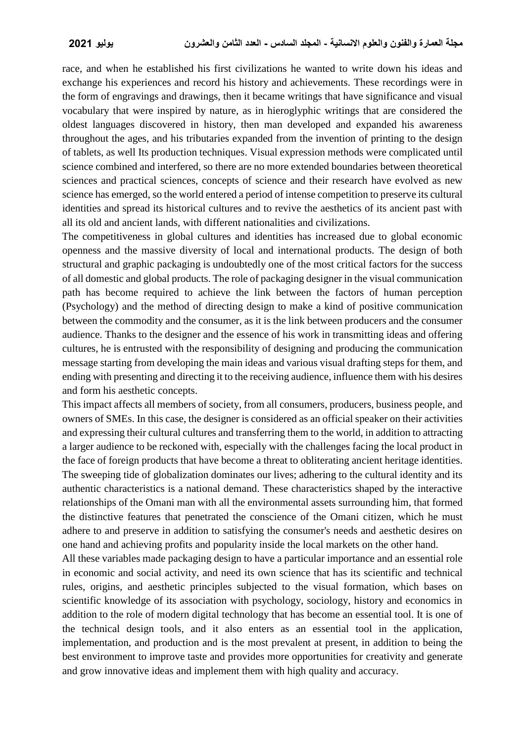race, and when he established his first civilizations he wanted to write down his ideas and exchange his experiences and record his history and achievements. These recordings were in the form of engravings and drawings, then it became writings that have significance and visual vocabulary that were inspired by nature, as in hieroglyphic writings that are considered the oldest languages discovered in history, then man developed and expanded his awareness throughout the ages, and his tributaries expanded from the invention of printing to the design of tablets, as well Its production techniques. Visual expression methods were complicated until science combined and interfered, so there are no more extended boundaries between theoretical sciences and practical sciences, concepts of science and their research have evolved as new science has emerged, so the world entered a period of intense competition to preserve its cultural identities and spread its historical cultures and to revive the aesthetics of its ancient past with all its old and ancient lands, with different nationalities and civilizations.

The competitiveness in global cultures and identities has increased due to global economic openness and the massive diversity of local and international products. The design of both structural and graphic packaging is undoubtedly one of the most critical factors for the success of all domestic and global products. The role of packaging designer in the visual communication path has become required to achieve the link between the factors of human perception (Psychology) and the method of directing design to make a kind of positive communication between the commodity and the consumer, as it is the link between producers and the consumer audience. Thanks to the designer and the essence of his work in transmitting ideas and offering cultures, he is entrusted with the responsibility of designing and producing the communication message starting from developing the main ideas and various visual drafting steps for them, and ending with presenting and directing it to the receiving audience, influence them with his desires and form his aesthetic concepts.

This impact affects all members of society, from all consumers, producers, business people, and owners of SMEs. In this case, the designer is considered as an official speaker on their activities and expressing their cultural cultures and transferring them to the world, in addition to attracting a larger audience to be reckoned with, especially with the challenges facing the local product in the face of foreign products that have become a threat to obliterating ancient heritage identities. The sweeping tide of globalization dominates our lives; adhering to the cultural identity and its authentic characteristics is a national demand. These characteristics shaped by the interactive relationships of the Omani man with all the environmental assets surrounding him, that formed the distinctive features that penetrated the conscience of the Omani citizen, which he must adhere to and preserve in addition to satisfying the consumer's needs and aesthetic desires on one hand and achieving profits and popularity inside the local markets on the other hand.

All these variables made packaging design to have a particular importance and an essential role in economic and social activity, and need its own science that has its scientific and technical rules, origins, and aesthetic principles subjected to the visual formation, which bases on scientific knowledge of its association with psychology, sociology, history and economics in addition to the role of modern digital technology that has become an essential tool. It is one of the technical design tools, and it also enters as an essential tool in the application, implementation, and production and is the most prevalent at present, in addition to being the best environment to improve taste and provides more opportunities for creativity and generate and grow innovative ideas and implement them with high quality and accuracy.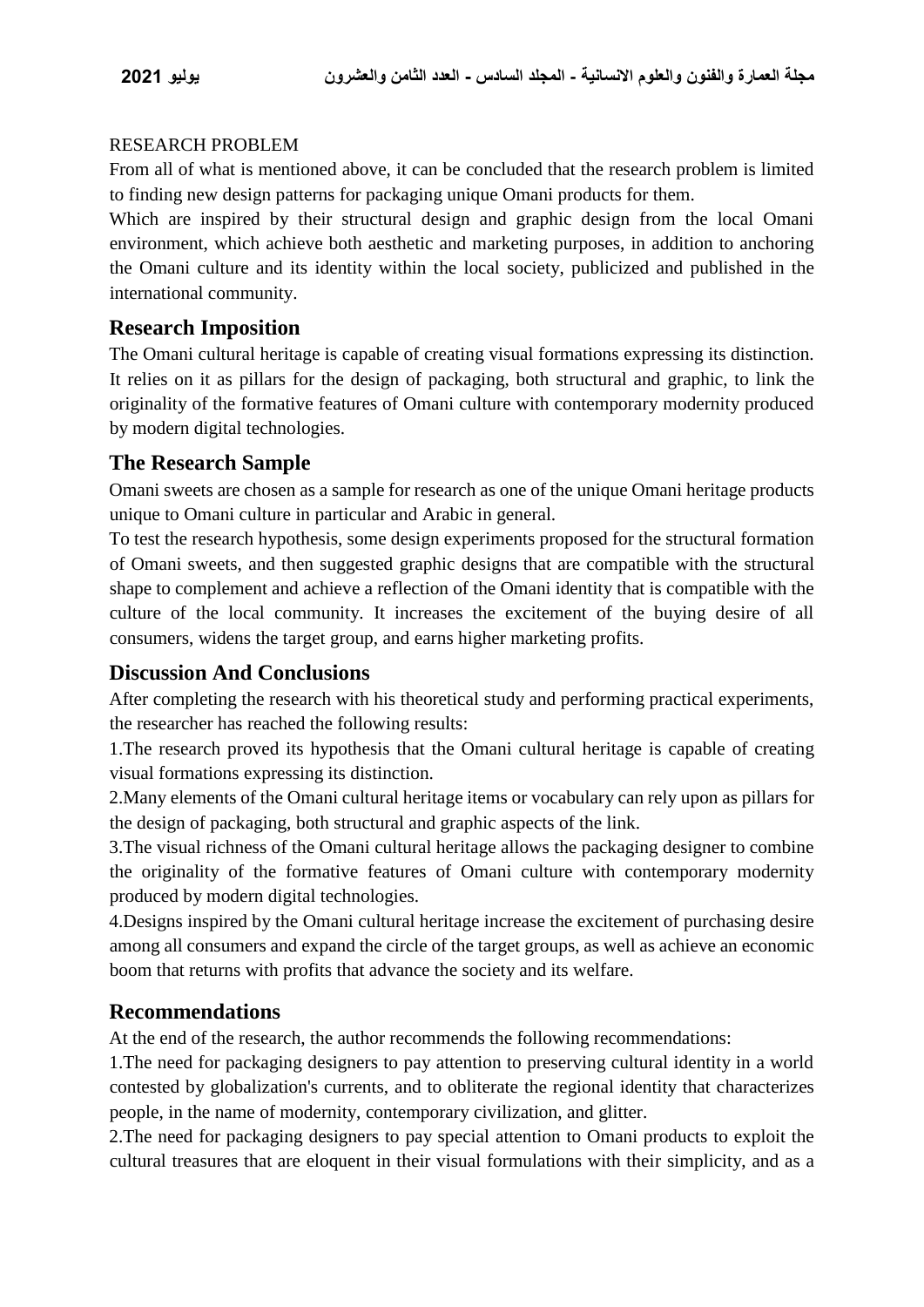RESEARCH PROBLEM

From all of what is mentioned above, it can be concluded that the research problem is limited to finding new design patterns for packaging unique Omani products for them.

Which are inspired by their structural design and graphic design from the local Omani environment, which achieve both aesthetic and marketing purposes, in addition to anchoring the Omani culture and its identity within the local society, publicized and published in the international community.

## Research Imposition

The Omani cultural heritage is capable of creating visual formations expressing its distinction. It relies on it as pillars for the design of packaging, both structural and graphic, to link the originality of the formative features of Omani culture with contemporary modernity produced by modern digital technologies.

## The Research Sample

Omani sweets are chosen as a sample for research as one of the unique Omani heritage products unique to Omani culture in particular and Arabic in general.

To test the research hypothesis, some design experiments proposed for the structural formation of Omani sweets, and then suggested graphic designs that are compatible with the structural shape to complement and achieve a reflection of the Omani identity that is compatible with the culture of the local community. It increases the excitement of the buying desire of all consumers, widens the target group, and earns higher marketing profits.

## Discussion And Conclusions

After completing the research with his theoretical study and performing practical experiments, the researcher has reached the following results:

1.The research proved its hypothesis that the Omani cultural heritage is capable of creating visual formations expressing its distinction.

2.Many elements of the Omani cultural heritage items or vocabulary can rely upon as pillars for the design of packaging, both structural and graphic aspects of the link.

3.The visual richness of the Omani cultural heritage allows the packaging designer to combine the originality of the formative features of Omani culture with contemporary modernity produced by modern digital technologies.

4.Designs inspired by the Omani cultural heritage increase the excitement of purchasing desire among all consumers and expand the circle of the target groups, as well as achieve an economic boom that returns with profits that advance the society and its welfare.

## Recommendations

At the end of the research, the author recommends the following recommendations:

1.The need for packaging designers to pay attention to preserving cultural identity in a world contested by globalization's currents, and to obliterate the regional identity that characterizes people, in the name of modernity, contemporary civilization, and glitter.

2.The need for packaging designers to pay special attention to Omani products to exploit the cultural treasures that are eloquent in their visual formulations with their simplicity, and as a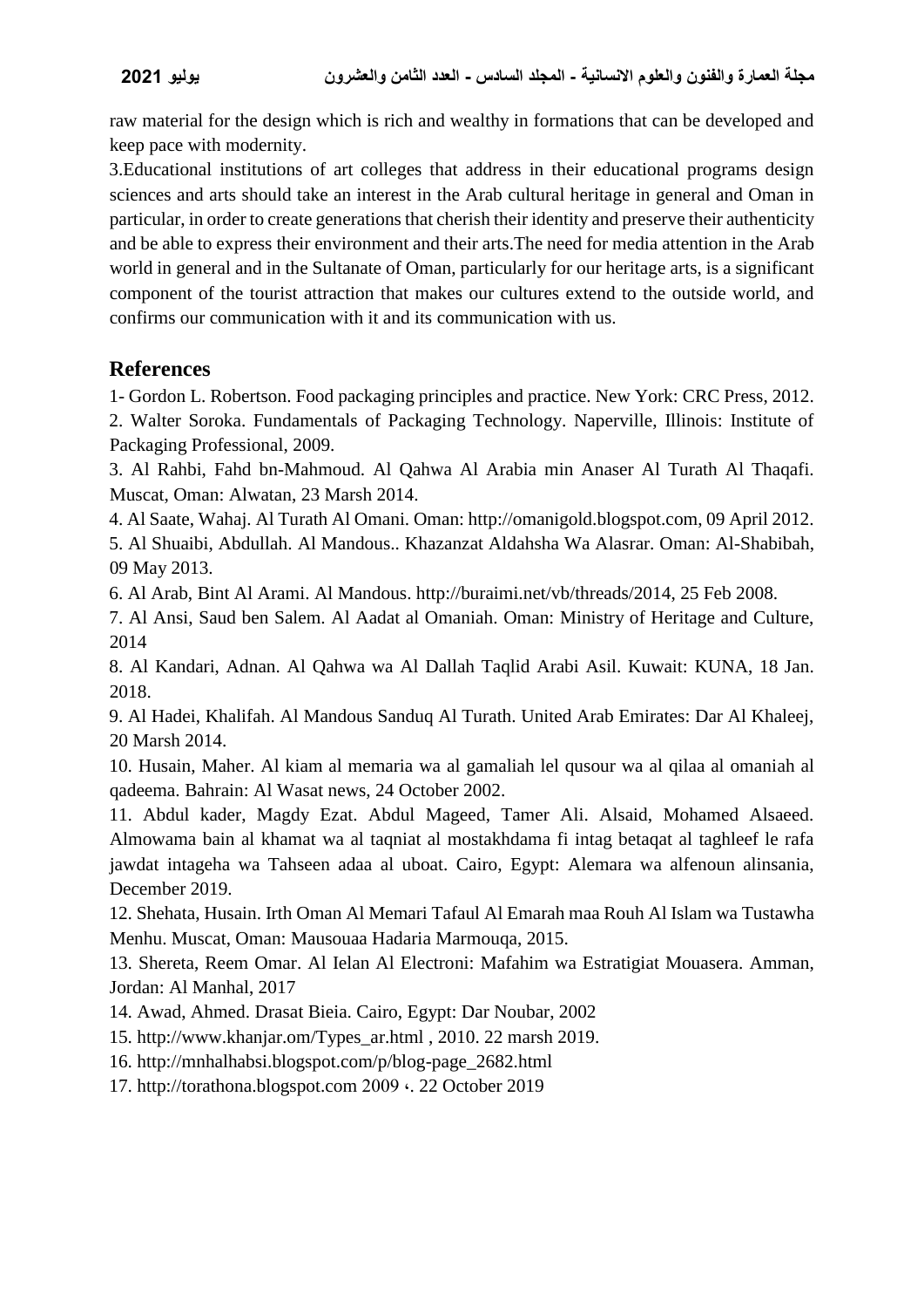raw material for the design which is rich and wealthy in formations that can be developed and keep pace with modernity.

3.Educational institutions of art colleges that address in their educational programs design sciences and arts should take an interest in the Arab cultural heritage in general and Oman in particular, in order to create generations that cherish their identity and preserve their authenticity and be able to express their environment and their arts.The need for media attention in the Arab world in general and in the Sultanate of Oman, particularly for our heritage arts, is a significant component of the tourist attraction that makes our cultures extend to the outside world, and confirms our communication with it and its communication with us.

## References

1- Gordon L. Robertson. Food packaging principles and practice. New York: CRC Press, 2012.

2. Walter Soroka. Fundamentals of Packaging Technology. Naperville, Illinois: Institute of Packaging Professional, 2009.

3. Al Rahbi, Fahd bn-Mahmoud. Al Qahwa Al Arabia min Anaser Al Turath Al Thaqafi. Muscat, Oman: Alwatan, 23 Marsh 2014.

4. Al Saate, Wahaj. Al Turath Al Omani. Oman: http://omanigold.blogspot.com, 09 April 2012.

5. Al Shuaibi, Abdullah. Al Mandous.. Khazanzat Aldahsha Wa Alasrar. Oman: Al-Shabibah, 09 May 2013.

6. Al Arab, Bint Al Arami. Al Mandous. http://buraimi.net/vb/threads/2014, 25 Feb 2008.

7. Al Ansi, Saud ben Salem. Al Aadat al Omaniah. Oman: Ministry of Heritage and Culture, 2014

8. Al Kandari, Adnan. Al Qahwa wa Al Dallah Taqlid Arabi Asil. Kuwait: KUNA, 18 Jan. 2018.

9. Al Hadei, Khalifah. Al Mandous Sanduq Al Turath. United Arab Emirates: Dar Al Khaleej, 20 Marsh 2014.

10. Husain, Maher. Al kiam al memaria wa al gamaliah lel qusour wa al qilaa al omaniah al qadeema. Bahrain: Al Wasat news, 24 October 2002.

11. Abdul kader, Magdy Ezat. Abdul Mageed, Tamer Ali. Alsaid, Mohamed Alsaeed. Almowama bain al khamat wa al taqniat al mostakhdama fi intag betaqat al taghleef le rafa jawdat intageha wa Tahseen adaa al uboat. Cairo, Egypt: Alemara wa alfenoun alinsania, December 2019.

12. Shehata, Husain. Irth Oman Al Memari Tafaul Al Emarah maa Rouh Al Islam wa Tustawha Menhu. Muscat, Oman: Mausouaa Hadaria Marmouqa, 2015.

13. Shereta, Reem Omar. Al Ielan Al Electroni: Mafahim wa Estratigiat Mouasera. Amman, Jordan: Al Manhal, 2017

14. Awad, Ahmed. Drasat Bieia. Cairo, Egypt: Dar Noubar, 2002

15. http://www.khanjar.om/Types_ar.html , 2010. 22 marsh 2019.

16. http://mnhalhabsi.blogspot.com/p/blog-page_2682.html

17. http://torathona.blogspot.com 2009 ،. 22 October 2019